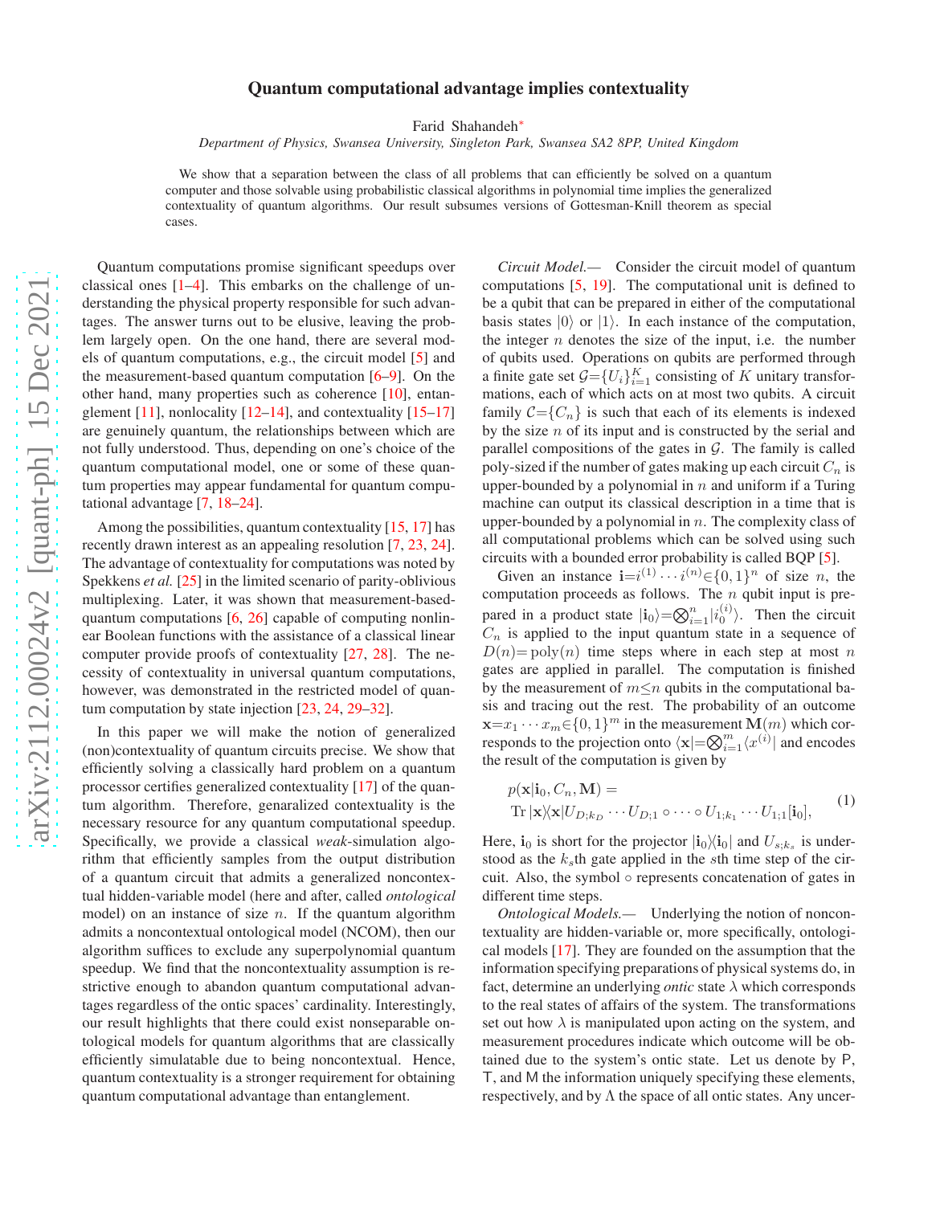# Quantum computational advantage implies contextuality

Farid Shahandeh*

*Department of Physics, Swansea University, Singleton Park, Swansea SA2 8PP, United Kingdom*

We show that a separation between the class of all problems that can efficiently be solved on a quantum computer and those solvable using probabilistic classical algorithms in polynomial time implies the generalized contextuality of quantum algorithms. Our result subsumes versions of Gottesman-Knill theorem as special cases.

Quantum computations promise significant speedups over classical ones [1–4]. This embarks on the challenge of understanding the physical property responsible for such advantages. The answer turns out to be elusive, leaving the problem largely open. On the one hand, there are several models of quantum computations, e.g., the circuit model [5] and the measurement-based quantum computation [6–9]. On the other hand, many properties such as coherence [10], entanglement [11], nonlocality [12–14], and contextuality [15–17] are genuinely quantum, the relationships between which are not fully understood. Thus, depending on one's choice of the quantum computational model, one or some of these quantum properties may appear fundamental for quantum computational advantage [7, 18–24].

Among the possibilities, quantum contextuality [15, 17] has recently drawn interest as an appealing resolution [7, 23, 24]. The advantage of contextuality for computations was noted by Spekkens *et al.* [25] in the limited scenario of parity-oblivious multiplexing. Later, it was shown that measurement-based-quantum computations [6, 26] capable of computing nonlinear Boolean functions with the assistance of a classical linear computer provide proofs of contextuality [27, 28]. The necessity of contextuality in universal quantum computations, however, was demonstrated in the restricted model of quantum computation by state injection [23, 24, 29–32].

In this paper we will make the notion of generalized (non)contextuality of quantum circuits precise. We show that efficiently solving a classically hard problem on a quantum processor certifies generalized contextuality [17] of the quantum algorithm. Therefore, genaralized contextuality is the necessary resource for any quantum computational speedup. Specifically, we provide a classical *weak*-simulation algorithm that efficiently samples from the output distribution of a quantum circuit that admits a generalized noncontextual hidden-variable model (here and after, called *ontological* model) on an instance of size $n$. If the quantum algorithm admits a noncontextual ontological model (NCOM), then our algorithm suffices to exclude any superpolynomial quantum speedup. We find that the noncontextuality assumption is restrictive enough to abandon quantum computational advantages regardless of the ontic spaces' cardinality. Interestingly, our result highlights that there could exist nonseparable ontological models for quantum algorithms that are classically efficiently simulatable due to being noncontextual. Hence, quantum contextuality is a stronger requirement for obtaining quantum computational advantage than entanglement.

*Circuit Model.*— Consider the circuit model of quantum computations [5, 19]. The computational unit is defined to be a qubit that can be prepared in either of the computational basis states $|0\rangle$ or $|1\rangle$. In each instance of the computation, the integer $n$ denotes the size of the input, i.e. the number of qubits used. Operations on qubits are performed through a finite gate set $\mathcal{G}=\{U_i\}_{i=1}^K$ consisting of $K$ unitary transformations, each of which acts on at most two qubits. A circuit family $\mathcal{C}=\{C_n\}$ is such that each of its elements is indexed by the size $n$ of its input and is constructed by the serial and parallel compositions of the gates in $\mathcal{G}$. The family is called poly-sized if the number of gates making up each circuit $C_n$ is upper-bounded by a polynomial in $n$ and uniform if a Turing machine can output its classical description in a time that is upper-bounded by a polynomial in $n$. The complexity class of all computational problems which can be solved using such circuits with a bounded error probability is called BQP [5].

Given an instance $\mathbf{i}=i^{(1)}\cdots i^{(n)}\in\{0,1\}^n$ of size $n$, the computation proceeds as follows. The $n$ qubit input is prepared in a product state $|\mathbf{i}_0\rangle=\bigotimes_{i=1}^n|i_0^{(i)}\rangle$. Then the circuit $C_n$ is applied to the input quantum state in a sequence of $D(n)=\mathrm{poly}(n)$ time steps where in each step at most $n$ gates are applied in parallel. The computation is finished by the measurement of $m\leq n$ qubits in the computational basis and tracing out the rest. The probability of an outcome $\mathbf{x}=x_1\cdots x_m\in\{0,1\}^m$ in the measurement $\mathbf{M}(m)$ which corresponds to the projection onto $\langle\mathbf{x}|=\bigotimes_{i=1}^m\langle x^{(i)}|$ and encodes the result of the computation is given by

$$
\begin{aligned}
&p(\mathbf{x}|\mathbf{i}_0, C_n, \mathbf{M}) = \\
&\mathrm{Tr}\,|\mathbf{x}\rangle\langle\mathbf{x}|U_{D;k_D}\cdots U_{D;1}\circ\cdots\circ U_{1;k_1}\cdots U_{1;1}[\mathbf{i}_0],
\end{aligned}
\tag{1}
$$

Here, $\mathbf{i}_0$ is short for the projector $|\mathbf{i}_0\rangle\langle\mathbf{i}_0|$ and $U_{s;k_s}$ is understood as the $k_s$th gate applied in the $s$th time step of the circuit. Also, the symbol $\circ$ represents concatenation of gates in different time steps.

*Ontological Models.*— Underlying the notion of noncontextuality are hidden-variable or, more specifically, ontological models [17]. They are founded on the assumption that the information specifying preparations of physical systems do, in fact, determine an underlying *ontic* state $\lambda$ which corresponds to the real states of affairs of the system. The transformations set out how $\lambda$ is manipulated upon acting on the system, and measurement procedures indicate which outcome will be obtained due to the system's ontic state. Let us denote by $\mathsf{P}$, $\mathsf{T}$, and $\mathsf{M}$ the information uniquely specifying these elements, respectively, and by $\Lambda$ the space of all ontic states. Any uncer-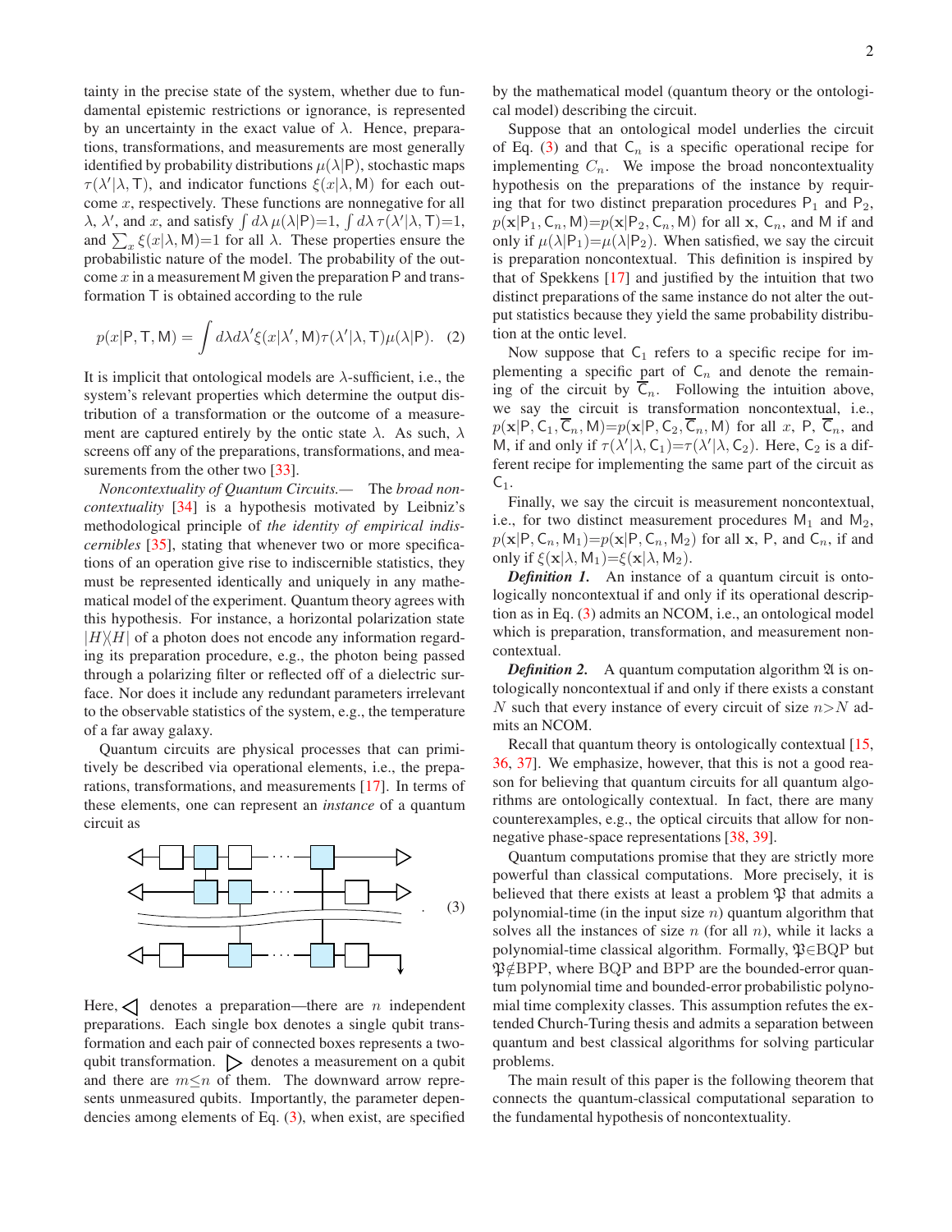tainty in the precise state of the system, whether due to fundamental epistemic restrictions or ignorance, is represented by an uncertainty in the exact value of $\lambda$. Hence, preparations, transformations, and measurements are most generally identified by probability distributions $\mu(\lambda|\mathsf{P})$, stochastic maps $\tau(\lambda'|\lambda,\mathsf{T})$, and indicator functions $\xi(x|\lambda,\mathsf{M})$ for each outcome $x$, respectively. These functions are nonnegative for all $\lambda$, $\lambda'$, and $x$, and satisfy $\int d\lambda\, \mu(\lambda|\mathsf{P}){=}1$, $\int d\lambda\, \tau(\lambda'|\lambda,\mathsf{T}){=}1$, and $\sum_x \xi(x|\lambda,\mathsf{M}){=}1$ for all $\lambda$. These properties ensure the probabilistic nature of the model. The probability of the outcome $x$ in a measurement $\mathsf{M}$ given the preparation $\mathsf{P}$ and transformation $\mathsf{T}$ is obtained according to the rule

$$p(x|\mathsf{P},\mathsf{T},\mathsf{M}) = \int d\lambda d\lambda' \xi(x|\lambda',\mathsf{M})\tau(\lambda'|\lambda,\mathsf{T})\mu(\lambda|\mathsf{P}). \quad (2)$$

It is implicit that ontological models are $\lambda$-sufficient, i.e., the system's relevant properties which determine the output distribution of a transformation or the outcome of a measurement are captured entirely by the ontic state $\lambda$. As such, $\lambda$ screens off any of the preparations, transformations, and measurements from the other two [33].

*Noncontextuality of Quantum Circuits.*— The *broad noncontextuality* [34] is a hypothesis motivated by Leibniz's methodological principle of *the identity of empirical indiscernibles* [35], stating that whenever two or more specifications of an operation give rise to indiscernible statistics, they must be represented identically and uniquely in any mathematical model of the experiment. Quantum theory agrees with this hypothesis. For instance, a horizontal polarization state $|H\rangle\langle H|$ of a photon does not encode any information regarding its preparation procedure, e.g., the photon being passed through a polarizing filter or reflected off of a dielectric surface. Nor does it include any redundant parameters irrelevant to the observable statistics of the system, e.g., the temperature of a far away galaxy.

Quantum circuits are physical processes that can primitively be described via operational elements, i.e., the preparations, transformations, and measurements [17]. In terms of these elements, one can represent an *instance* of a quantum circuit as

(3)

Here, $\triangleleft$ denotes a preparation—there are $n$ independent preparations. Each single box denotes a single qubit transformation and each pair of connected boxes represents a two-qubit transformation. $\triangleright$ denotes a measurement on a qubit and there are $m{\leq}n$ of them. The downward arrow represents unmeasured qubits. Importantly, the parameter dependencies among elements of Eq. (3), when exist, are specified by the mathematical model (quantum theory or the ontological model) describing the circuit.

Suppose that an ontological model underlies the circuit of Eq. (3) and that $\mathsf{C}_n$ is a specific operational recipe for implementing $C_n$. We impose the broad noncontextuality hypothesis on the preparations of the instance by requiring that for two distinct preparation procedures $\mathsf{P}_1$ and $\mathsf{P}_2$, $p(\mathbf{x}|\mathsf{P}_1,\mathsf{C}_n,\mathsf{M}){=}p(\mathbf{x}|\mathsf{P}_2,\mathsf{C}_n,\mathsf{M})$ for all $\mathbf{x}$, $\mathsf{C}_n$, and $\mathsf{M}$ if and only if $\mu(\lambda|\mathsf{P}_1){=}\mu(\lambda|\mathsf{P}_2)$. When satisfied, we say the circuit is preparation noncontextual. This definition is inspired by that of Spekkens [17] and justified by the intuition that two distinct preparations of the same instance do not alter the output statistics because they yield the same probability distribution at the ontic level.

Now suppose that $\mathsf{C}_1$ refers to a specific recipe for implementing a specific part of $\mathsf{C}_n$ and denote the remaining of the circuit by $\overline{\mathsf{C}}_n$. Following the intuition above, we say the circuit is transformation noncontextual, i.e., $p(\mathbf{x}|\mathsf{P},\mathsf{C}_1,\overline{\mathsf{C}}_n,\mathsf{M}){=}p(\mathbf{x}|\mathsf{P},\mathsf{C}_2,\overline{\mathsf{C}}_n,\mathsf{M})$ for all $x$, $\mathsf{P}$, $\overline{\mathsf{C}}_n$, and $\mathsf{M}$, if and only if $\tau(\lambda'|\lambda,\mathsf{C}_1){=}\tau(\lambda'|\lambda,\mathsf{C}_2)$. Here, $\mathsf{C}_2$ is a different recipe for implementing the same part of the circuit as $\mathsf{C}_1$.

Finally, we say the circuit is measurement noncontextual, i.e., for two distinct measurement procedures $\mathsf{M}_1$ and $\mathsf{M}_2$, $p(\mathbf{x}|\mathsf{P},\mathsf{C}_n,\mathsf{M}_1){=}p(\mathbf{x}|\mathsf{P},\mathsf{C}_n,\mathsf{M}_2)$ for all $\mathbf{x}$, $\mathsf{P}$, and $\mathsf{C}_n$, if and only if $\xi(\mathbf{x}|\lambda,\mathsf{M}_1){=}\xi(\mathbf{x}|\lambda,\mathsf{M}_2)$.

***Definition 1.*** An instance of a quantum circuit is ontologically noncontextual if and only if its operational description as in Eq. (3) admits an NCOM, i.e., an ontological model which is preparation, transformation, and measurement noncontextual.

***Definition 2.*** A quantum computation algorithm $\mathfrak{A}$ is ontologically noncontextual if and only if there exists a constant $N$ such that every instance of every circuit of size $n{>}N$ admits an NCOM.

Recall that quantum theory is ontologically contextual [15, 36, 37]. We emphasize, however, that this is not a good reason for believing that quantum circuits for all quantum algorithms are ontologically contextual. In fact, there are many counterexamples, e.g., the optical circuits that allow for nonnegative phase-space representations [38, 39].

Quantum computations promise that they are strictly more powerful than classical computations. More precisely, it is believed that there exists at least a problem $\mathfrak{P}$ that admits a polynomial-time (in the input size $n$) quantum algorithm that solves all the instances of size $n$ (for all $n$), while it lacks a polynomial-time classical algorithm. Formally, $\mathfrak{P}{\in}$BQP but $\mathfrak{P}{\notin}$BPP, where BQP and BPP are the bounded-error quantum polynomial time and bounded-error probabilistic polynomial time complexity classes. This assumption refutes the extended Church-Turing thesis and admits a separation between quantum and best classical algorithms for solving particular problems.

The main result of this paper is the following theorem that connects the quantum-classical computational separation to the fundamental hypothesis of noncontextuality.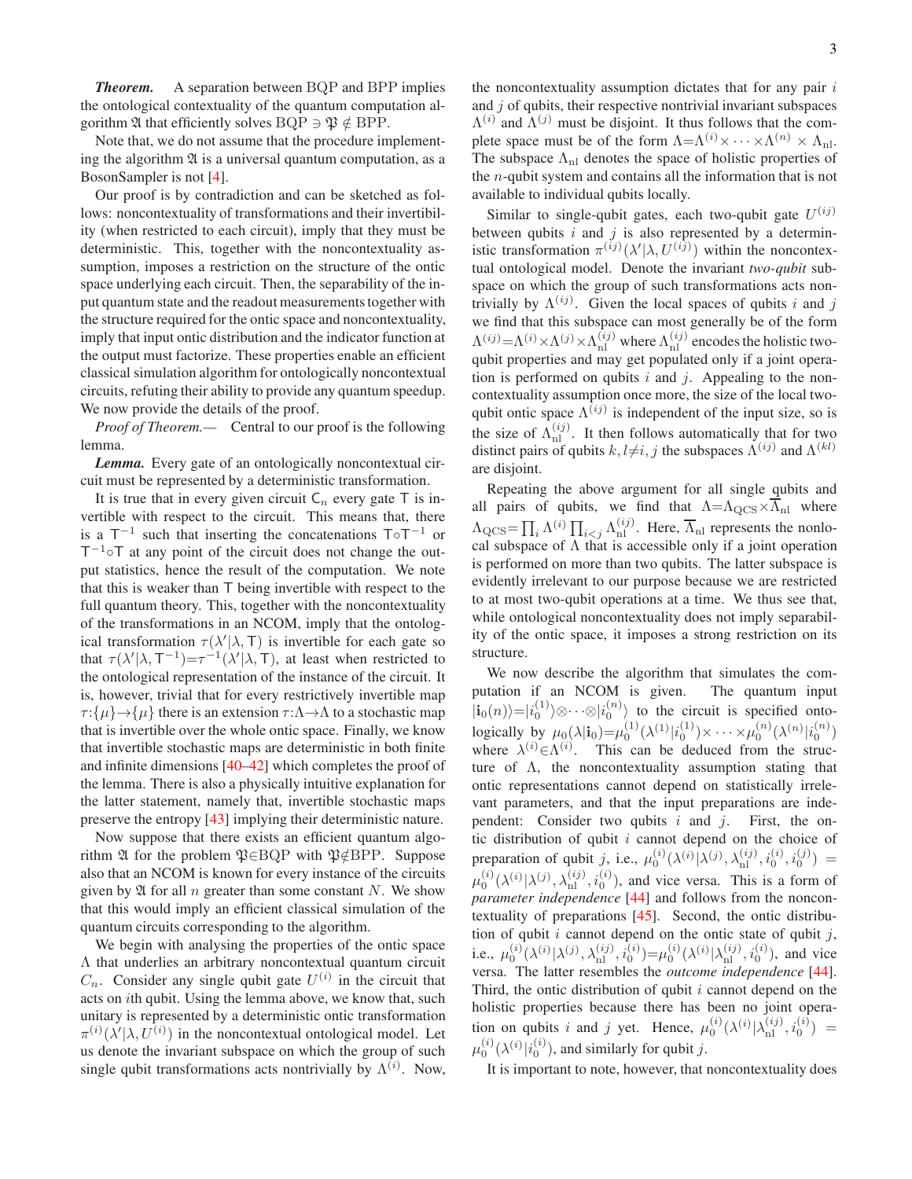***Theorem.*** A separation between BQP and BPP implies the ontological contextuality of the quantum computation algorithm $\mathfrak{A}$ that efficiently solves $\mathrm{BQP} \ni \mathfrak{P} \notin \mathrm{BPP}$.

Note that, we do not assume that the procedure implementing the algorithm $\mathfrak{A}$ is a universal quantum computation, as a BosonSampler is not [4].

Our proof is by contradiction and can be sketched as follows: noncontextuality of transformations and their invertibility (when restricted to each circuit), imply that they must be deterministic. This, together with the noncontextuality assumption, imposes a restriction on the structure of the ontic space underlying each circuit. Then, the separability of the input quantum state and the readout measurements together with the structure required for the ontic space and noncontextuality, imply that input ontic distribution and the indicator function at the output must factorize. These properties enable an efficient classical simulation algorithm for ontologically noncontextual circuits, refuting their ability to provide any quantum speedup. We now provide the details of the proof.

*Proof of Theorem.*— Central to our proof is the following lemma.

***Lemma.*** Every gate of an ontologically noncontextual circuit must be represented by a deterministic transformation.

It is true that in every given circuit $\mathsf{C}_n$ every gate $\mathsf{T}$ is invertible with respect to the circuit. This means that, there is a $\mathsf{T}^{-1}$ such that inserting the concatenations $\mathsf{T}\circ\mathsf{T}^{-1}$ or $\mathsf{T}^{-1}\circ\mathsf{T}$ at any point of the circuit does not change the output statistics, hence the result of the computation. We note that this is weaker than $\mathsf{T}$ being invertible with respect to the full quantum theory. This, together with the noncontextuality of the transformations in an NCOM, imply that the ontological transformation $\tau(\lambda'|\lambda,\mathsf{T})$ is invertible for each gate so that $\tau(\lambda'|\lambda,\mathsf{T}^{-1})=\tau^{-1}(\lambda'|\lambda,\mathsf{T})$, at least when restricted to the ontological representation of the instance of the circuit. It is, however, trivial that for every restrictively invertible map $\tau:\{\mu\}\to\{\mu\}$ there is an extension $\tau:\Lambda\to\Lambda$ to a stochastic map that is invertible over the whole ontic space. Finally, we know that invertible stochastic maps are deterministic in both finite and infinite dimensions [40–42] which completes the proof of the lemma. There is also a physically intuitive explanation for the latter statement, namely that, invertible stochastic maps preserve the entropy [43] implying their deterministic nature.

Now suppose that there exists an efficient quantum algorithm $\mathfrak{A}$ for the problem $\mathfrak{P}\in\mathrm{BQP}$ with $\mathfrak{P}\notin\mathrm{BPP}$. Suppose also that an NCOM is known for every instance of the circuits given by $\mathfrak{A}$ for all $n$ greater than some constant $N$. We show that this would imply an efficient classical simulation of the quantum circuits corresponding to the algorithm.

We begin with analysing the properties of the ontic space $\Lambda$ that underlies an arbitrary noncontextual quantum circuit $C_n$. Consider any single qubit gate $U^{(i)}$ in the circuit that acts on $i$th qubit. Using the lemma above, we know that, such unitary is represented by a deterministic ontic transformation $\pi^{(i)}(\lambda'|\lambda,U^{(i)})$ in the noncontextual ontological model. Let us denote the invariant subspace on which the group of such single qubit transformations acts nontrivially by $\Lambda^{(i)}$. Now, the noncontextuality assumption dictates that for any pair $i$ and $j$ of qubits, their respective nontrivial invariant subspaces $\Lambda^{(i)}$ and $\Lambda^{(j)}$ must be disjoint. It thus follows that the complete space must be of the form $\Lambda=\Lambda^{(i)}\times\cdots\times\Lambda^{(n)}\times\Lambda_{\rm nl}$. The subspace $\Lambda_{\rm nl}$ denotes the space of holistic properties of the $n$-qubit system and contains all the information that is not available to individual qubits locally.

Similar to single-qubit gates, each two-qubit gate $U^{(ij)}$ between qubits $i$ and $j$ is also represented by a deterministic transformation $\pi^{(ij)}(\lambda'|\lambda,U^{(ij)})$ within the noncontextual ontological model. Denote the invariant *two-qubit* subspace on which the group of such transformations acts nontrivially by $\Lambda^{(ij)}$. Given the local spaces of qubits $i$ and $j$ we find that this subspace can most generally be of the form $\Lambda^{(ij)}=\Lambda^{(i)}\times\Lambda^{(j)}\times\Lambda^{(ij)}_{\rm nl}$ where $\Lambda^{(ij)}_{\rm nl}$ encodes the holistic two-qubit properties and may get populated only if a joint operation is performed on qubits $i$ and $j$. Appealing to the noncontextuality assumption once more, the size of the local two-qubit ontic space $\Lambda^{(ij)}$ is independent of the input size, so is the size of $\Lambda^{(ij)}_{\rm nl}$. It then follows automatically that for two distinct pairs of qubits $k,l\neq i,j$ the subspaces $\Lambda^{(ij)}$ and $\Lambda^{(kl)}$ are disjoint.

Repeating the above argument for all single qubits and all pairs of qubits, we find that $\Lambda=\Lambda_{\rm QCS}\times\overline{\Lambda}_{\rm nl}$ where $\Lambda_{\rm QCS}=\prod_i\Lambda^{(i)}\prod_{i<j}\Lambda^{(ij)}_{\rm nl}$. Here, $\overline{\Lambda}_{\rm nl}$ represents the nonlocal subspace of $\Lambda$ that is accessible only if a joint operation is performed on more than two qubits. The latter subspace is evidently irrelevant to our purpose because we are restricted to at most two-qubit operations at a time. We thus see that, while ontological noncontextuality does not imply separability of the ontic space, it imposes a strong restriction on its structure.

We now describe the algorithm that simulates the computation if an NCOM is given. The quantum input $|\mathbf{i}_0(n)\rangle=|i^{(1)}_0\rangle\otimes\cdots\otimes|i^{(n)}_0\rangle$ to the circuit is specified ontologically by $\mu_0(\lambda|\mathbf{i}_0)=\mu^{(1)}_0(\lambda^{(1)}|i^{(1)}_0)\times\cdots\times\mu^{(n)}_0(\lambda^{(n)}|i^{(n)}_0)$ where $\lambda^{(i)}\in\Lambda^{(i)}$. This can be deduced from the structure of $\Lambda$, the noncontextuality assumption stating that ontic representations cannot depend on statistically irrelevant parameters, and that the input preparations are independent: Consider two qubits $i$ and $j$. First, the ontic distribution of qubit $i$ cannot depend on the choice of preparation of qubit $j$, i.e., $\mu^{(i)}_0(\lambda^{(i)}|\lambda^{(j)},\lambda^{(ij)}_{\rm nl},i^{(i)}_0,i^{(j)}_0)=\mu^{(i)}_0(\lambda^{(i)}|\lambda^{(j)},\lambda^{(ij)}_{\rm nl},i^{(i)}_0)$, and vice versa. This is a form of *parameter independence* [44] and follows from the noncontextuality of preparations [45]. Second, the ontic distribution of qubit $i$ cannot depend on the ontic state of qubit $j$, i.e., $\mu^{(i)}_0(\lambda^{(i)}|\lambda^{(j)},\lambda^{(ij)}_{\rm nl},i^{(i)}_0)=\mu^{(i)}_0(\lambda^{(i)}|\lambda^{(ij)}_{\rm nl},i^{(i)}_0)$, and vice versa. The latter resembles the *outcome independence* [44]. Third, the ontic distribution of qubit $i$ cannot depend on the holistic properties because there has been no joint operation on qubits $i$ and $j$ yet. Hence, $\mu^{(i)}_0(\lambda^{(i)}|\lambda^{(ij)}_{\rm nl},i^{(i)}_0)=\mu^{(i)}_0(\lambda^{(i)}|i^{(i)}_0)$, and similarly for qubit $j$.

It is important to note, however, that noncontextuality does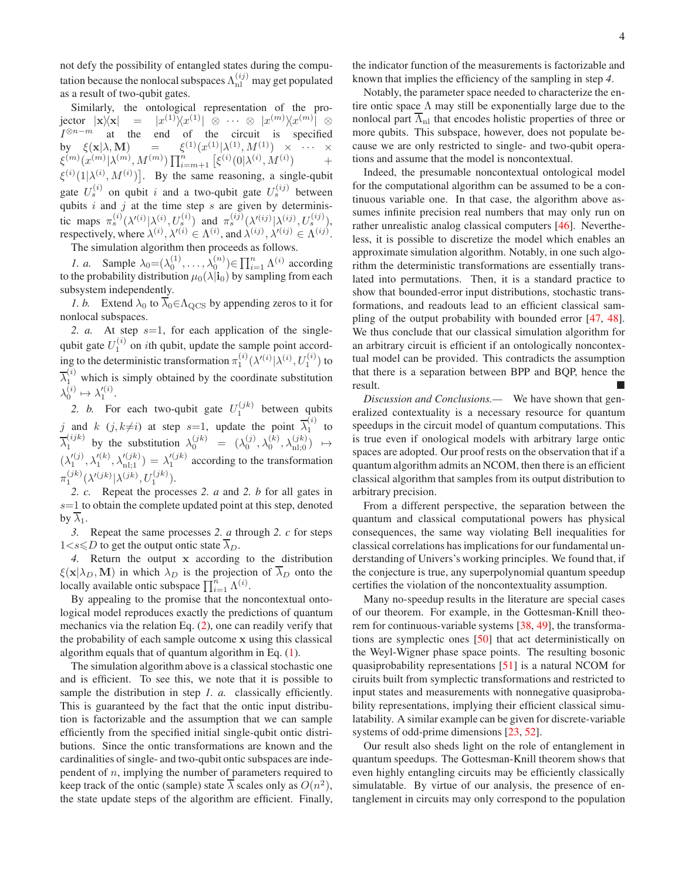not defy the possibility of entangled states during the computation because the nonlocal subspaces $\Lambda_{\rm nl}^{(ij)}$ may get populated as a result of two-qubit gates.

Similarly, the ontological representation of the projector $|\mathbf{x}\rangle\langle\mathbf{x}| = |x^{(1)}\rangle\langle x^{(1)}| \otimes \cdots \otimes |x^{(m)}\rangle\langle x^{(m)}| \otimes I^{\otimes n-m}$ at the end of the circuit is specified by $\xi(\mathbf{x}|\lambda, \mathbf{M}) = \xi^{(1)}(x^{(1)}|\lambda^{(1)}, M^{(1)}) \times \cdots \times \xi^{(m)}(x^{(m)}|\lambda^{(m)}, M^{(m)}) \prod_{i=m+1}^{n} \left[\xi^{(i)}(0|\lambda^{(i)}, M^{(i)}) + \xi^{(i)}(1|\lambda^{(i)}, M^{(i)})\right]$. By the same reasoning, a single-qubit gate $U_s^{(i)}$ on qubit $i$ and a two-qubit gate $U_s^{(ij)}$ between qubits $i$ and $j$ at the time step $s$ are given by deterministic maps $\pi_s^{(i)}(\lambda'^{(i)}|\lambda^{(i)}, U_s^{(i)})$ and $\pi_s^{(ij)}(\lambda'^{(ij)}|\lambda^{(ij)}, U_s^{(ij)})$, respectively, where $\lambda^{(i)}, \lambda'^{(i)} \in \Lambda^{(i)}$, and $\lambda^{(ij)}, \lambda'^{(ij)} \in \Lambda^{(ij)}$.

The simulation algorithm then proceeds as follows.

*1. a.* Sample $\lambda_0 = (\lambda_0^{(1)}, \ldots, \lambda_0^{(n)}) \in \prod_{i=1}^{n} \Lambda^{(i)}$ according to the probability distribution $\mu_0(\lambda|\mathbf{i}_0)$ by sampling from each subsystem independently.

*1. b.* Extend $\lambda_0$ to $\overline{\lambda}_0 \in \Lambda_{\rm QCS}$ by appending zeros to it for nonlocal subspaces.

*2. a.* At step $s{=}1$, for each application of the single-qubit gate $U_1^{(i)}$ on $i$th qubit, update the sample point according to the deterministic transformation $\pi_1^{(i)}(\lambda'^{(i)}|\lambda^{(i)}, U_1^{(i)})$ to $\overline{\lambda}_1^{(i)}$ which is simply obtained by the coordinate substitution $\lambda_0^{(i)} \mapsto \lambda_1'^{(i)}$.

*2. b.* For each two-qubit gate $U_1^{(jk)}$ between qubits $j$ and $k$ $(j, k{\neq}i)$ at step $s{=}1$, update the point $\overline{\lambda}_1^{(i)}$ to $\overline{\lambda}_1^{(ijk)}$ by the substitution $\lambda_0^{(jk)} = (\lambda_0^{(j)}, \lambda_0^{(k)}, \lambda_{{\rm nl};0}^{(jk)}) \mapsto (\lambda_1'^{(j)}, \lambda_1'^{(k)}, \lambda_{{\rm nl};1}'^{(jk)}) = \lambda_1'^{(jk)}$ according to the transformation $\pi_1^{(jk)}(\lambda'^{(jk)}|\lambda^{(jk)}, U_1^{(jk)})$.

*2. c.* Repeat the processes *2. a* and *2. b* for all gates in $s{=}1$ to obtain the complete updated point at this step, denoted by $\overline{\lambda}_1$.

*3.* Repeat the same processes *2. a* through *2. c* for steps $1{<}s{\leqslant}D$ to get the output ontic state $\overline{\lambda}_D$.

*4.* Return the output $\mathbf{x}$ according to the distribution $\xi(\mathbf{x}|\lambda_D, \mathbf{M})$ in which $\lambda_D$ is the projection of $\overline{\lambda}_D$ onto the locally available ontic subspace $\prod_{i=1}^{n} \Lambda^{(i)}$.

By appealing to the promise that the noncontextual ontological model reproduces exactly the predictions of quantum mechanics via the relation Eq. (2), one can readily verify that the probability of each sample outcome $\mathbf{x}$ using this classical algorithm equals that of quantum algorithm in Eq. (1).

The simulation algorithm above is a classical stochastic one and is efficient. To see this, we note that it is possible to sample the distribution in step *1. a.* classically efficiently. This is guaranteed by the fact that the ontic input distribution is factorizable and the assumption that we can sample efficiently from the specified initial single-qubit ontic distributions. Since the ontic transformations are known and the cardinalities of single- and two-qubit ontic subspaces are independent of $n$, implying the number of parameters required to keep track of the ontic (sample) state $\overline{\lambda}$ scales only as $O(n^2)$, the state update steps of the algorithm are efficient. Finally, the indicator function of the measurements is factorizable and known that implies the efficiency of the sampling in step *4*.

Notably, the parameter space needed to characterize the entire ontic space $\Lambda$ may still be exponentially large due to the nonlocal part $\overline{\Lambda}_{\rm nl}$ that encodes holistic properties of three or more qubits. This subspace, however, does not populate because we are only restricted to single- and two-qubit operations and assume that the model is noncontextual.

Indeed, the presumable noncontextual ontological model for the computational algorithm can be assumed to be a continuous variable one. In that case, the algorithm above assumes infinite precision real numbers that may only run on rather unrealistic analog classical computers [46]. Nevertheless, it is possible to discretize the model which enables an approximate simulation algorithm. Notably, in one such algorithm the deterministic transformations are essentially translated into permutations. Then, it is a standard practice to show that bounded-error input distributions, stochastic transformations, and readouts lead to an efficient classical sampling of the output probability with bounded error [47, 48]. We thus conclude that our classical simulation algorithm for an arbitrary circuit is efficient if an ontologically noncontextual model can be provided. This contradicts the assumption that there is a separation between BPP and BQP, hence the result. ■

*Discussion and Conclusions.*— We have shown that generalized contextuality is a necessary resource for quantum speedups in the circuit model of quantum computations. This is true even if onological models with arbitrary large ontic spaces are adopted. Our proof rests on the observation that if a quantum algorithm admits an NCOM, then there is an efficient classical algorithm that samples from its output distribution to arbitrary precision.

From a different perspective, the separation between the quantum and classical computational powers has physical consequences, the same way violating Bell inequalities for classical correlations has implications for our fundamental understanding of Univers's working principles. We found that, if the conjecture is true, any superpolynomial quantum speedup certifies the violation of the noncontextuality assumption.

Many no-speedup results in the literature are special cases of our theorem. For example, in the Gottesman-Knill theorem for continuous-variable systems [38, 49], the transformations are symplectic ones [50] that act deterministically on the Weyl-Wigner phase space points. The resulting bosonic quasiprobability representations [51] is a natural NCOM for ciruits built from symplectic transformations and restricted to input states and measurements with nonnegative quasiprobability representations, implying their efficient classical simulatability. A similar example can be given for discrete-variable systems of odd-prime dimensions [23, 52].

Our result also sheds light on the role of entanglement in quantum speedups. The Gottesman-Knill theorem shows that even highly entangling circuits may be efficiently classically simulatable. By virtue of our analysis, the presence of entanglement in circuits may only correspond to the population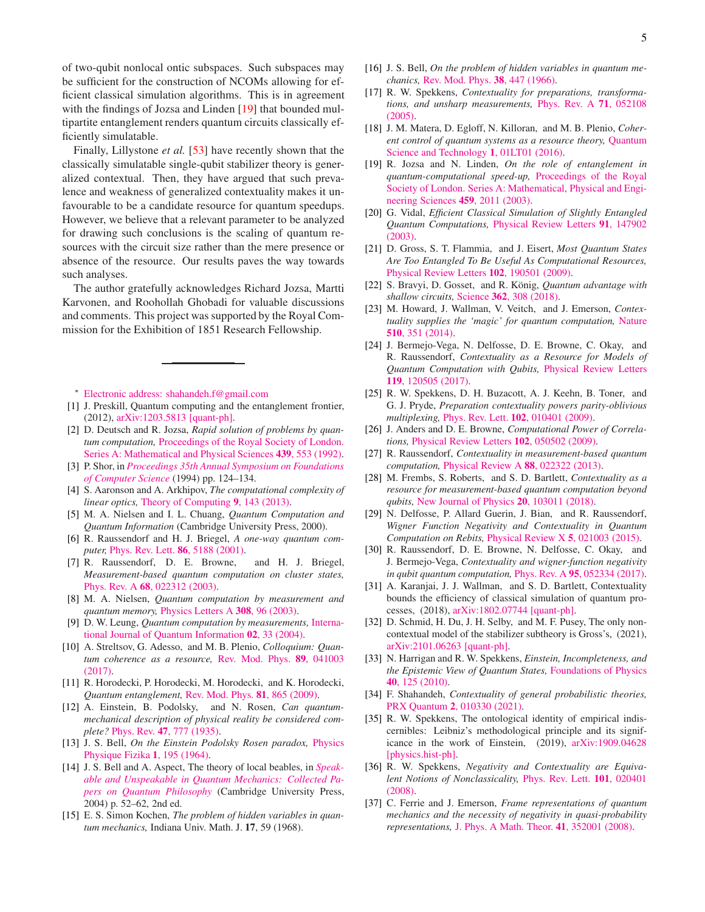of two-qubit nonlocal ontic subspaces. Such subspaces may be sufficient for the construction of NCOMs allowing for efficient classical simulation algorithms. This is in agreement with the findings of Jozsa and Linden [19] that bounded multipartite entanglement renders quantum circuits classically efficiently simulatable.

Finally, Lillystone *et al.* [53] have recently shown that the classically simulatable single-qubit stabilizer theory is generalized contextual. Then, they have argued that such prevalence and weakness of generalized contextuality makes it unfavourable to be a candidate resource for quantum speedups. However, we believe that a relevant parameter to be analyzed for drawing such conclusions is the scaling of quantum resources with the circuit size rather than the mere presence or absence of the resource. Our results paves the way towards such analyses.

The author gratefully acknowledges Richard Jozsa, Martti Karvonen, and Roohollah Ghobadi for valuable discussions and comments. This project was supported by the Royal Commission for the Exhibition of 1851 Research Fellowship.

---

* Electronic address: shahandeh.f@gmail.com

[1] J. Preskill, Quantum computing and the entanglement frontier, (2012), arXiv:1203.5813 [quant-ph].

[2] D. Deutsch and R. Jozsa, *Rapid solution of problems by quantum computation,* Proceedings of the Royal Society of London. Series A: Mathematical and Physical Sciences **439**, 553 (1992).

[3] P. Shor, in *Proceedings 35th Annual Symposium on Foundations of Computer Science* (1994) pp. 124–134.

[4] S. Aaronson and A. Arkhipov, *The computational complexity of linear optics,* Theory of Computing **9**, 143 (2013).

[5] M. A. Nielsen and I. L. Chuang, *Quantum Computation and Quantum Information* (Cambridge University Press, 2000).

[6] R. Raussendorf and H. J. Briegel, *A one-way quantum computer,* Phys. Rev. Lett. **86**, 5188 (2001).

[7] R. Raussendorf, D. E. Browne, and H. J. Briegel, *Measurement-based quantum computation on cluster states,* Phys. Rev. A **68**, 022312 (2003).

[8] M. A. Nielsen, *Quantum computation by measurement and quantum memory,* Physics Letters A **308**, 96 (2003).

[9] D. W. Leung, *Quantum computation by measurements,* International Journal of Quantum Information **02**, 33 (2004).

[10] A. Streltsov, G. Adesso, and M. B. Plenio, *Colloquium: Quantum coherence as a resource,* Rev. Mod. Phys. **89**, 041003 (2017).

[11] R. Horodecki, P. Horodecki, M. Horodecki, and K. Horodecki, *Quantum entanglement,* Rev. Mod. Phys. **81**, 865 (2009).

[12] A. Einstein, B. Podolsky, and N. Rosen, *Can quantum-mechanical description of physical reality be considered complete?* Phys. Rev. **47**, 777 (1935).

[13] J. S. Bell, *On the Einstein Podolsky Rosen paradox,* Physics Physique Fizika **1**, 195 (1964).

[14] J. S. Bell and A. Aspect, The theory of local beables, in *Speakable and Unspeakable in Quantum Mechanics: Collected Papers on Quantum Philosophy* (Cambridge University Press, 2004) p. 52–62, 2nd ed.

[15] E. S. Simon Kochen, *The problem of hidden variables in quantum mechanics,* Indiana Univ. Math. J. **17**, 59 (1968).

[16] J. S. Bell, *On the problem of hidden variables in quantum mechanics,* Rev. Mod. Phys. **38**, 447 (1966).

[17] R. W. Spekkens, *Contextuality for preparations, transformations, and unsharp measurements,* Phys. Rev. A **71**, 052108 (2005).

[18] J. M. Matera, D. Egloff, N. Killoran, and M. B. Plenio, *Coherent control of quantum systems as a resource theory,* Quantum Science and Technology **1**, 01LT01 (2016).

[19] R. Jozsa and N. Linden, *On the role of entanglement in quantum-computational speed-up,* Proceedings of the Royal Society of London. Series A: Mathematical, Physical and Engineering Sciences **459**, 2011 (2003).

[20] G. Vidal, *Efficient Classical Simulation of Slightly Entangled Quantum Computations,* Physical Review Letters **91**, 147902 (2003).

[21] D. Gross, S. T. Flammia, and J. Eisert, *Most Quantum States Are Too Entangled To Be Useful As Computational Resources,* Physical Review Letters **102**, 190501 (2009).

[22] S. Bravyi, D. Gosset, and R. König, *Quantum advantage with shallow circuits,* Science **362**, 308 (2018).

[23] M. Howard, J. Wallman, V. Veitch, and J. Emerson, *Contextuality supplies the 'magic' for quantum computation,* Nature **510**, 351 (2014).

[24] J. Bermejo-Vega, N. Delfosse, D. E. Browne, C. Okay, and R. Raussendorf, *Contextuality as a Resource for Models of Quantum Computation with Qubits,* Physical Review Letters **119**, 120505 (2017).

[25] R. W. Spekkens, D. H. Buzacott, A. J. Keehn, B. Toner, and G. J. Pryde, *Preparation contextuality powers parity-oblivious multiplexing,* Phys. Rev. Lett. **102**, 010401 (2009).

[26] J. Anders and D. E. Browne, *Computational Power of Correlations,* Physical Review Letters **102**, 050502 (2009).

[27] R. Raussendorf, *Contextuality in measurement-based quantum computation,* Physical Review A **88**, 022322 (2013).

[28] M. Frembs, S. Roberts, and S. D. Bartlett, *Contextuality as a resource for measurement-based quantum computation beyond qubits,* New Journal of Physics **20**, 103011 (2018).

[29] N. Delfosse, P. Allard Guerin, J. Bian, and R. Raussendorf, *Wigner Function Negativity and Contextuality in Quantum Computation on Rebits,* Physical Review X **5**, 021003 (2015).

[30] R. Raussendorf, D. E. Browne, N. Delfosse, C. Okay, and J. Bermejo-Vega, *Contextuality and wigner-function negativity in qubit quantum computation,* Phys. Rev. A **95**, 052334 (2017).

[31] A. Karanjai, J. J. Wallman, and S. D. Bartlett, Contextuality bounds the efficiency of classical simulation of quantum processes, (2018), arXiv:1802.07744 [quant-ph].

[32] D. Schmid, H. Du, J. H. Selby, and M. F. Pusey, The only noncontextual model of the stabilizer subtheory is Gross's, (2021), arXiv:2101.06263 [quant-ph].

[33] N. Harrigan and R. W. Spekkens, *Einstein, Incompleteness, and the Epistemic View of Quantum States,* Foundations of Physics **40**, 125 (2010).

[34] F. Shahandeh, *Contextuality of general probabilistic theories,* PRX Quantum **2**, 010330 (2021).

[35] R. W. Spekkens, The ontological identity of empirical indiscernibles: Leibniz's methodological principle and its significance in the work of Einstein, (2019), arXiv:1909.04628 [physics.hist-ph].

[36] R. W. Spekkens, *Negativity and Contextuality are Equivalent Notions of Nonclassicality,* Phys. Rev. Lett. **101**, 020401 (2008).

[37] C. Ferrie and J. Emerson, *Frame representations of quantum mechanics and the necessity of negativity in quasi-probability representations,* J. Phys. A Math. Theor. **41**, 352001 (2008).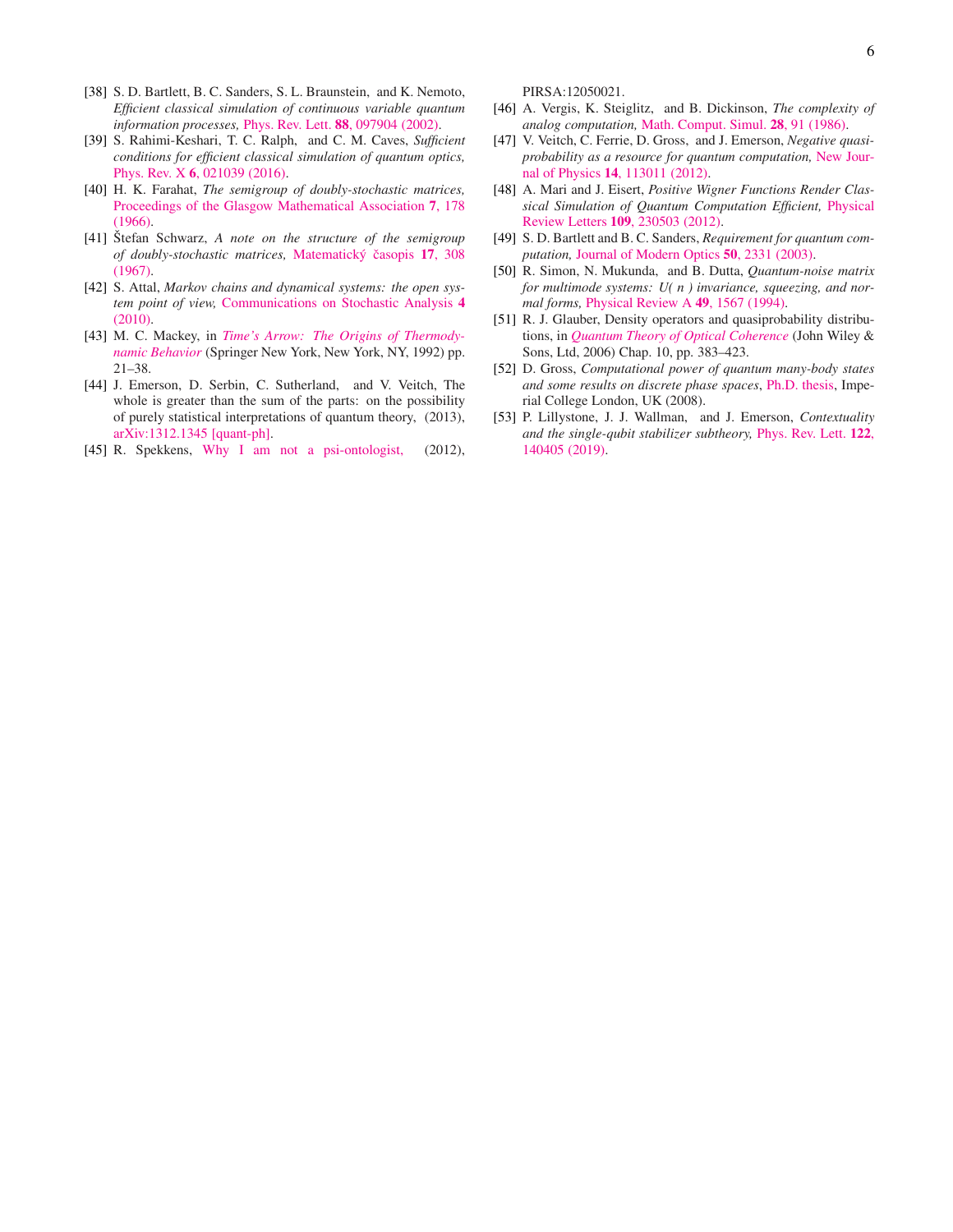[38] S. D. Bartlett, B. C. Sanders, S. L. Braunstein, and K. Nemoto, *Efficient classical simulation of continuous variable quantum information processes,* Phys. Rev. Lett. **88**, 097904 (2002).

[39] S. Rahimi-Keshari, T. C. Ralph, and C. M. Caves, *Sufficient conditions for efficient classical simulation of quantum optics,* Phys. Rev. X **6**, 021039 (2016).

[40] H. K. Farahat, *The semigroup of doubly-stochastic matrices,* Proceedings of the Glasgow Mathematical Association **7**, 178 (1966).

[41] Štefan Schwarz, *A note on the structure of the semigroup of doubly-stochastic matrices,* Matematický časopis **17**, 308 (1967).

[42] S. Attal, *Markov chains and dynamical systems: the open system point of view,* Communications on Stochastic Analysis **4** (2010).

[43] M. C. Mackey, in *Time's Arrow: The Origins of Thermodynamic Behavior* (Springer New York, New York, NY, 1992) pp. 21–38.

[44] J. Emerson, D. Serbin, C. Sutherland, and V. Veitch, The whole is greater than the sum of the parts: on the possibility of purely statistical interpretations of quantum theory, (2013), arXiv:1312.1345 [quant-ph].

[45] R. Spekkens, Why I am not a psi-ontologist, (2012), PIRSA:12050021.

[46] A. Vergis, K. Steiglitz, and B. Dickinson, *The complexity of analog computation,* Math. Comput. Simul. **28**, 91 (1986).

[47] V. Veitch, C. Ferrie, D. Gross, and J. Emerson, *Negative quasi-probability as a resource for quantum computation,* New Journal of Physics **14**, 113011 (2012).

[48] A. Mari and J. Eisert, *Positive Wigner Functions Render Classical Simulation of Quantum Computation Efficient,* Physical Review Letters **109**, 230503 (2012).

[49] S. D. Bartlett and B. C. Sanders, *Requirement for quantum computation,* Journal of Modern Optics **50**, 2331 (2003).

[50] R. Simon, N. Mukunda, and B. Dutta, *Quantum-noise matrix for multimode systems: U( n ) invariance, squeezing, and normal forms,* Physical Review A **49**, 1567 (1994).

[51] R. J. Glauber, Density operators and quasiprobability distributions, in *Quantum Theory of Optical Coherence* (John Wiley & Sons, Ltd, 2006) Chap. 10, pp. 383–423.

[52] D. Gross, *Computational power of quantum many-body states and some results on discrete phase spaces*, Ph.D. thesis, Imperial College London, UK (2008).

[53] P. Lillystone, J. J. Wallman, and J. Emerson, *Contextuality and the single-qubit stabilizer subtheory,* Phys. Rev. Lett. **122**, 140405 (2019).